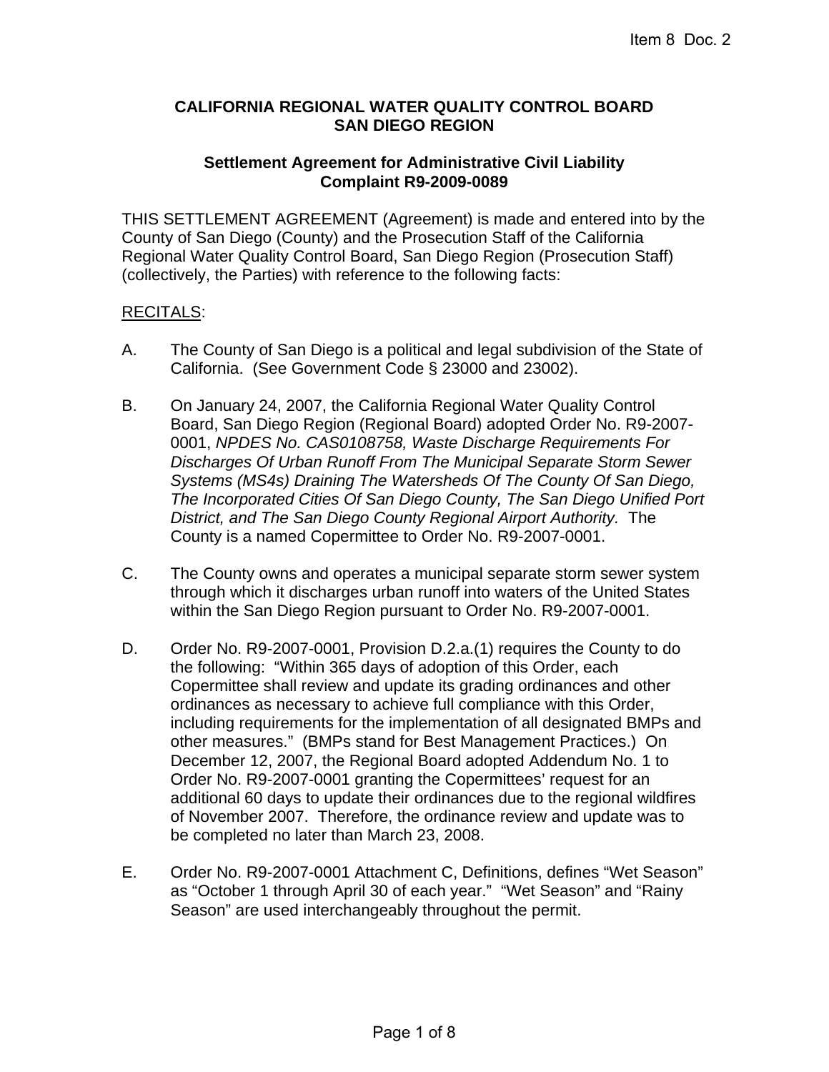**CALIFORNIA REGIONAL WATER QUALITY CONTROL BOARD**
**SAN DIEGO REGION**

**Settlement Agreement for Administrative Civil Liability Complaint R9-2009-0089**

THIS SETTLEMENT AGREEMENT (Agreement) is made and entered into by the County of San Diego (County) and the Prosecution Staff of the California Regional Water Quality Control Board, San Diego Region (Prosecution Staff) (collectively, the Parties) with reference to the following facts:

<u>RECITALS</u>:

A. The County of San Diego is a political and legal subdivision of the State of California. (See Government Code § 23000 and 23002).

B. On January 24, 2007, the California Regional Water Quality Control Board, San Diego Region (Regional Board) adopted Order No. R9-2007-0001, *NPDES No. CAS0108758, Waste Discharge Requirements For Discharges Of Urban Runoff From The Municipal Separate Storm Sewer Systems (MS4s) Draining The Watersheds Of The County Of San Diego, The Incorporated Cities Of San Diego County, The San Diego Unified Port District, and The San Diego County Regional Airport Authority.* The County is a named Copermittee to Order No. R9-2007-0001.

C. The County owns and operates a municipal separate storm sewer system through which it discharges urban runoff into waters of the United States within the San Diego Region pursuant to Order No. R9-2007-0001.

D. Order No. R9-2007-0001, Provision D.2.a.(1) requires the County to do the following: "Within 365 days of adoption of this Order, each Copermittee shall review and update its grading ordinances and other ordinances as necessary to achieve full compliance with this Order, including requirements for the implementation of all designated BMPs and other measures." (BMPs stand for Best Management Practices.) On December 12, 2007, the Regional Board adopted Addendum No. 1 to Order No. R9-2007-0001 granting the Copermittees' request for an additional 60 days to update their ordinances due to the regional wildfires of November 2007. Therefore, the ordinance review and update was to be completed no later than March 23, 2008.

E. Order No. R9-2007-0001 Attachment C, Definitions, defines "Wet Season" as "October 1 through April 30 of each year." "Wet Season" and "Rainy Season" are used interchangeably throughout the permit.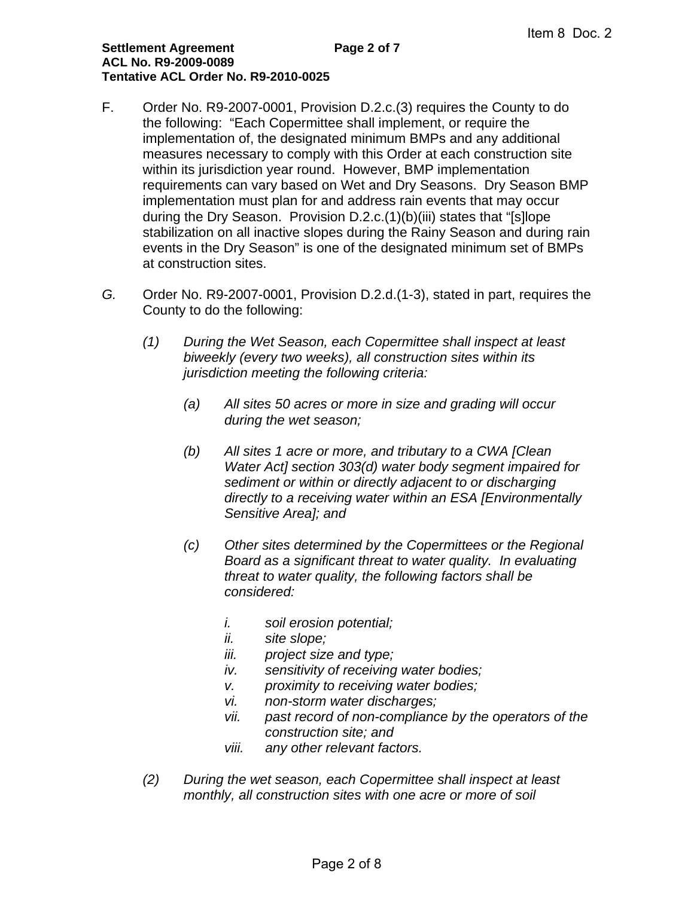F. Order No. R9-2007-0001, Provision D.2.c.(3) requires the County to do the following: "Each Copermittee shall implement, or require the implementation of, the designated minimum BMPs and any additional measures necessary to comply with this Order at each construction site within its jurisdiction year round. However, BMP implementation requirements can vary based on Wet and Dry Seasons. Dry Season BMP implementation must plan for and address rain events that may occur during the Dry Season. Provision D.2.c.(1)(b)(iii) states that "[s]lope stabilization on all inactive slopes during the Rainy Season and during rain events in the Dry Season" is one of the designated minimum set of BMPs at construction sites.

*G.* Order No. R9-2007-0001, Provision D.2.d.(1-3), stated in part, requires the County to do the following:

*(1) During the Wet Season, each Copermittee shall inspect at least biweekly (every two weeks), all construction sites within its jurisdiction meeting the following criteria:*

*(a) All sites 50 acres or more in size and grading will occur during the wet season;*

*(b) All sites 1 acre or more, and tributary to a CWA [Clean Water Act] section 303(d) water body segment impaired for sediment or within or directly adjacent to or discharging directly to a receiving water within an ESA [Environmentally Sensitive Area]; and*

*(c) Other sites determined by the Copermittees or the Regional Board as a significant threat to water quality. In evaluating threat to water quality, the following factors shall be considered:*

*i. soil erosion potential;*
*ii. site slope;*
*iii. project size and type;*
*iv. sensitivity of receiving water bodies;*
*v. proximity to receiving water bodies;*
*vi. non-storm water discharges;*
*vii. past record of non-compliance by the operators of the construction site; and*
*viii. any other relevant factors.*

*(2) During the wet season, each Copermittee shall inspect at least monthly, all construction sites with one acre or more of soil*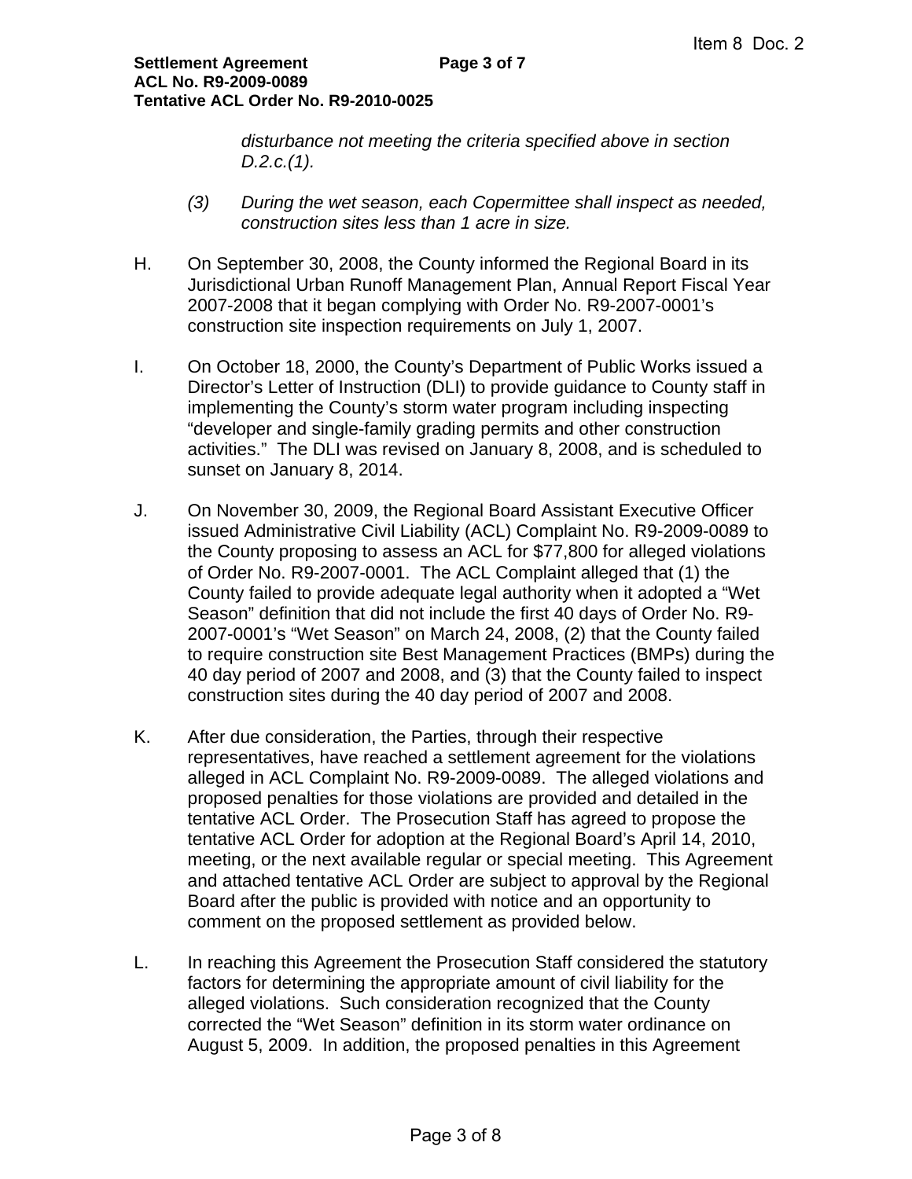*disturbance not meeting the criteria specified above in section D.2.c.(1).*

*(3) During the wet season, each Copermittee shall inspect as needed, construction sites less than 1 acre in size.*

H. On September 30, 2008, the County informed the Regional Board in its Jurisdictional Urban Runoff Management Plan, Annual Report Fiscal Year 2007-2008 that it began complying with Order No. R9-2007-0001's construction site inspection requirements on July 1, 2007.

I. On October 18, 2000, the County's Department of Public Works issued a Director's Letter of Instruction (DLI) to provide guidance to County staff in implementing the County's storm water program including inspecting "developer and single-family grading permits and other construction activities." The DLI was revised on January 8, 2008, and is scheduled to sunset on January 8, 2014.

J. On November 30, 2009, the Regional Board Assistant Executive Officer issued Administrative Civil Liability (ACL) Complaint No. R9-2009-0089 to the County proposing to assess an ACL for $77,800 for alleged violations of Order No. R9-2007-0001. The ACL Complaint alleged that (1) the County failed to provide adequate legal authority when it adopted a "Wet Season" definition that did not include the first 40 days of Order No. R9-2007-0001's "Wet Season" on March 24, 2008, (2) that the County failed to require construction site Best Management Practices (BMPs) during the 40 day period of 2007 and 2008, and (3) that the County failed to inspect construction sites during the 40 day period of 2007 and 2008.

K. After due consideration, the Parties, through their respective representatives, have reached a settlement agreement for the violations alleged in ACL Complaint No. R9-2009-0089. The alleged violations and proposed penalties for those violations are provided and detailed in the tentative ACL Order. The Prosecution Staff has agreed to propose the tentative ACL Order for adoption at the Regional Board's April 14, 2010, meeting, or the next available regular or special meeting. This Agreement and attached tentative ACL Order are subject to approval by the Regional Board after the public is provided with notice and an opportunity to comment on the proposed settlement as provided below.

L. In reaching this Agreement the Prosecution Staff considered the statutory factors for determining the appropriate amount of civil liability for the alleged violations. Such consideration recognized that the County corrected the "Wet Season" definition in its storm water ordinance on August 5, 2009. In addition, the proposed penalties in this Agreement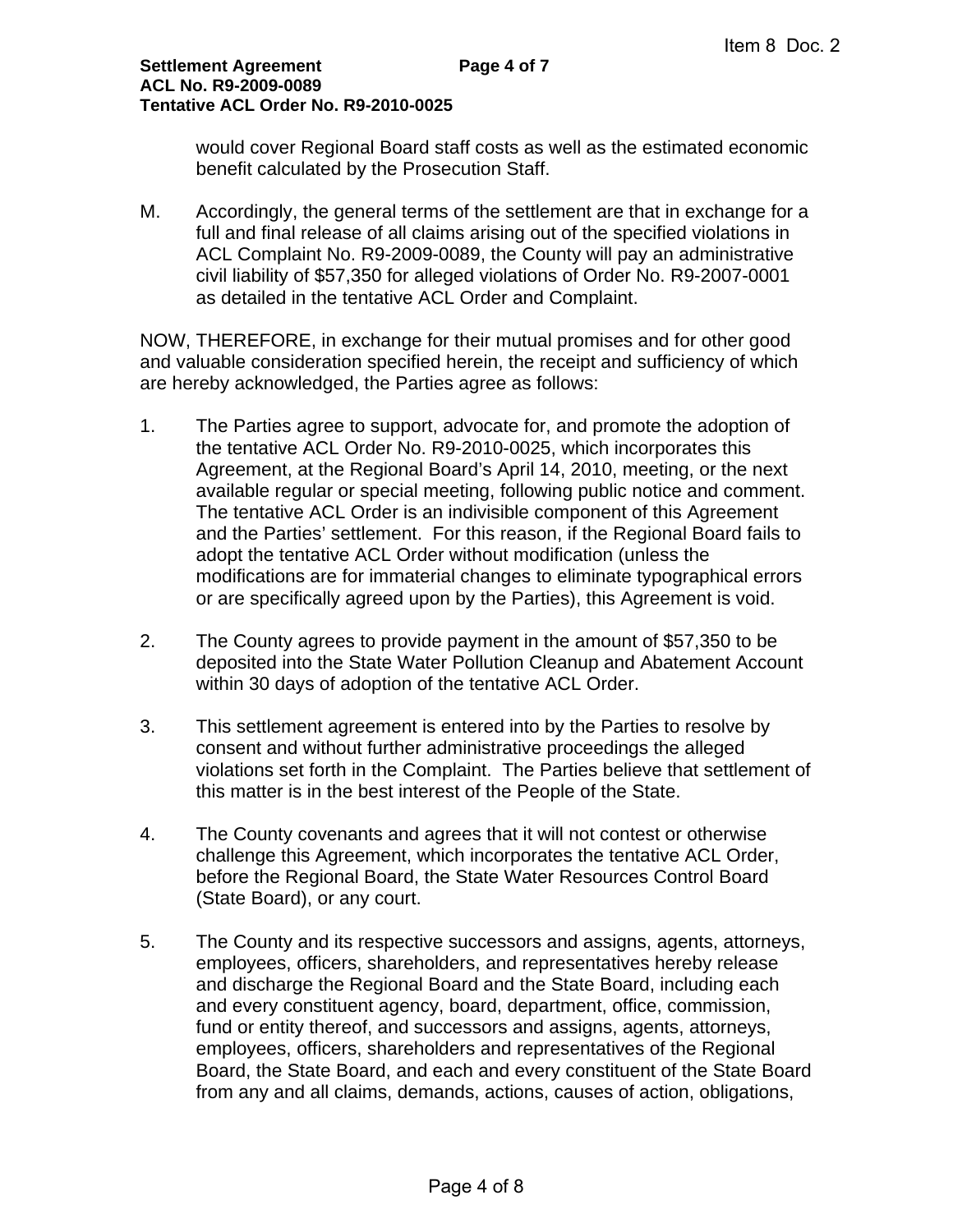would cover Regional Board staff costs as well as the estimated economic benefit calculated by the Prosecution Staff.

M. Accordingly, the general terms of the settlement are that in exchange for a full and final release of all claims arising out of the specified violations in ACL Complaint No. R9-2009-0089, the County will pay an administrative civil liability of $57,350 for alleged violations of Order No. R9-2007-0001 as detailed in the tentative ACL Order and Complaint.

NOW, THEREFORE, in exchange for their mutual promises and for other good and valuable consideration specified herein, the receipt and sufficiency of which are hereby acknowledged, the Parties agree as follows:

1. The Parties agree to support, advocate for, and promote the adoption of the tentative ACL Order No. R9-2010-0025, which incorporates this Agreement, at the Regional Board's April 14, 2010, meeting, or the next available regular or special meeting, following public notice and comment. The tentative ACL Order is an indivisible component of this Agreement and the Parties' settlement. For this reason, if the Regional Board fails to adopt the tentative ACL Order without modification (unless the modifications are for immaterial changes to eliminate typographical errors or are specifically agreed upon by the Parties), this Agreement is void.

2. The County agrees to provide payment in the amount of $57,350 to be deposited into the State Water Pollution Cleanup and Abatement Account within 30 days of adoption of the tentative ACL Order.

3. This settlement agreement is entered into by the Parties to resolve by consent and without further administrative proceedings the alleged violations set forth in the Complaint. The Parties believe that settlement of this matter is in the best interest of the People of the State.

4. The County covenants and agrees that it will not contest or otherwise challenge this Agreement, which incorporates the tentative ACL Order, before the Regional Board, the State Water Resources Control Board (State Board), or any court.

5. The County and its respective successors and assigns, agents, attorneys, employees, officers, shareholders, and representatives hereby release and discharge the Regional Board and the State Board, including each and every constituent agency, board, department, office, commission, fund or entity thereof, and successors and assigns, agents, attorneys, employees, officers, shareholders and representatives of the Regional Board, the State Board, and each and every constituent of the State Board from any and all claims, demands, actions, causes of action, obligations,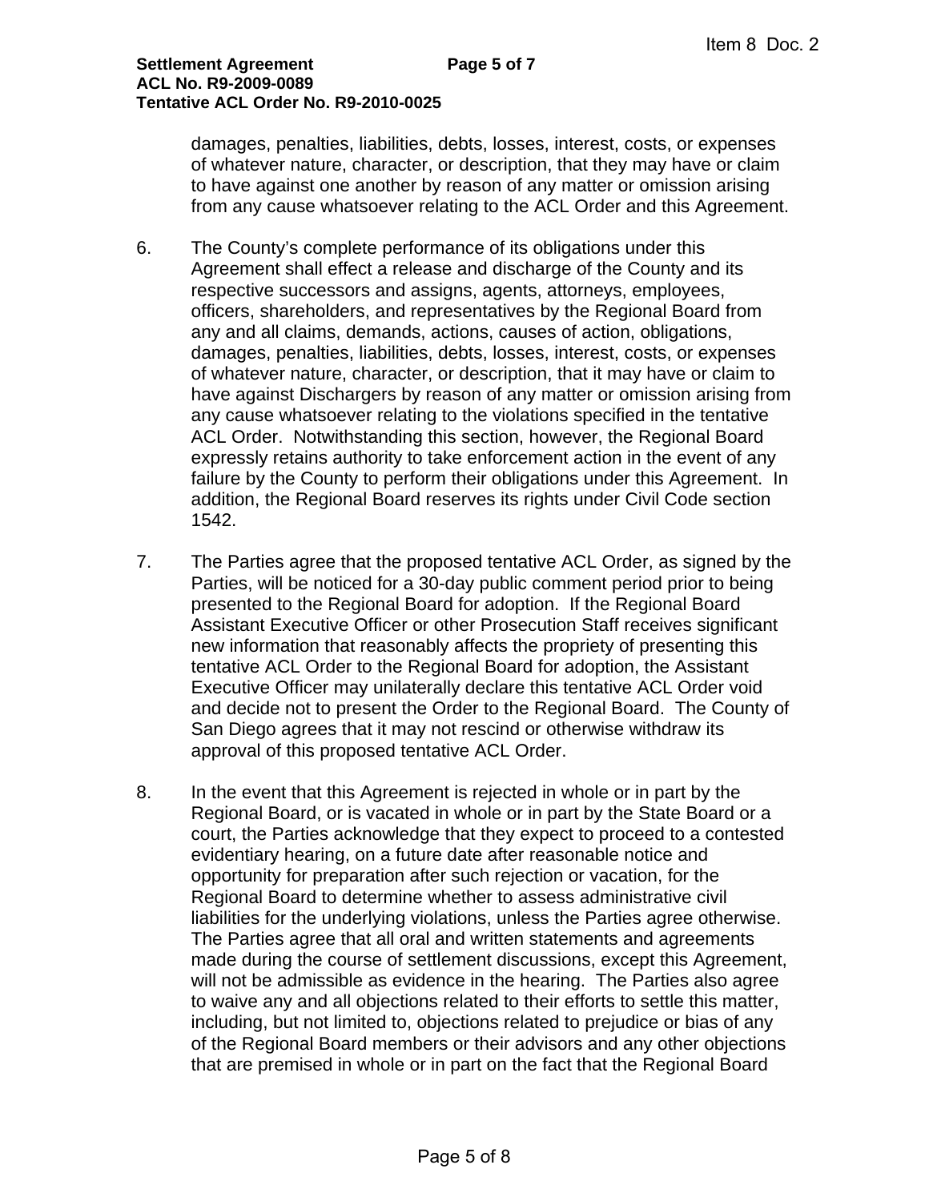damages, penalties, liabilities, debts, losses, interest, costs, or expenses of whatever nature, character, or description, that they may have or claim to have against one another by reason of any matter or omission arising from any cause whatsoever relating to the ACL Order and this Agreement.

6. The County's complete performance of its obligations under this Agreement shall effect a release and discharge of the County and its respective successors and assigns, agents, attorneys, employees, officers, shareholders, and representatives by the Regional Board from any and all claims, demands, actions, causes of action, obligations, damages, penalties, liabilities, debts, losses, interest, costs, or expenses of whatever nature, character, or description, that it may have or claim to have against Dischargers by reason of any matter or omission arising from any cause whatsoever relating to the violations specified in the tentative ACL Order. Notwithstanding this section, however, the Regional Board expressly retains authority to take enforcement action in the event of any failure by the County to perform their obligations under this Agreement. In addition, the Regional Board reserves its rights under Civil Code section 1542.

7. The Parties agree that the proposed tentative ACL Order, as signed by the Parties, will be noticed for a 30-day public comment period prior to being presented to the Regional Board for adoption. If the Regional Board Assistant Executive Officer or other Prosecution Staff receives significant new information that reasonably affects the propriety of presenting this tentative ACL Order to the Regional Board for adoption, the Assistant Executive Officer may unilaterally declare this tentative ACL Order void and decide not to present the Order to the Regional Board. The County of San Diego agrees that it may not rescind or otherwise withdraw its approval of this proposed tentative ACL Order.

8. In the event that this Agreement is rejected in whole or in part by the Regional Board, or is vacated in whole or in part by the State Board or a court, the Parties acknowledge that they expect to proceed to a contested evidentiary hearing, on a future date after reasonable notice and opportunity for preparation after such rejection or vacation, for the Regional Board to determine whether to assess administrative civil liabilities for the underlying violations, unless the Parties agree otherwise. The Parties agree that all oral and written statements and agreements made during the course of settlement discussions, except this Agreement, will not be admissible as evidence in the hearing. The Parties also agree to waive any and all objections related to their efforts to settle this matter, including, but not limited to, objections related to prejudice or bias of any of the Regional Board members or their advisors and any other objections that are premised in whole or in part on the fact that the Regional Board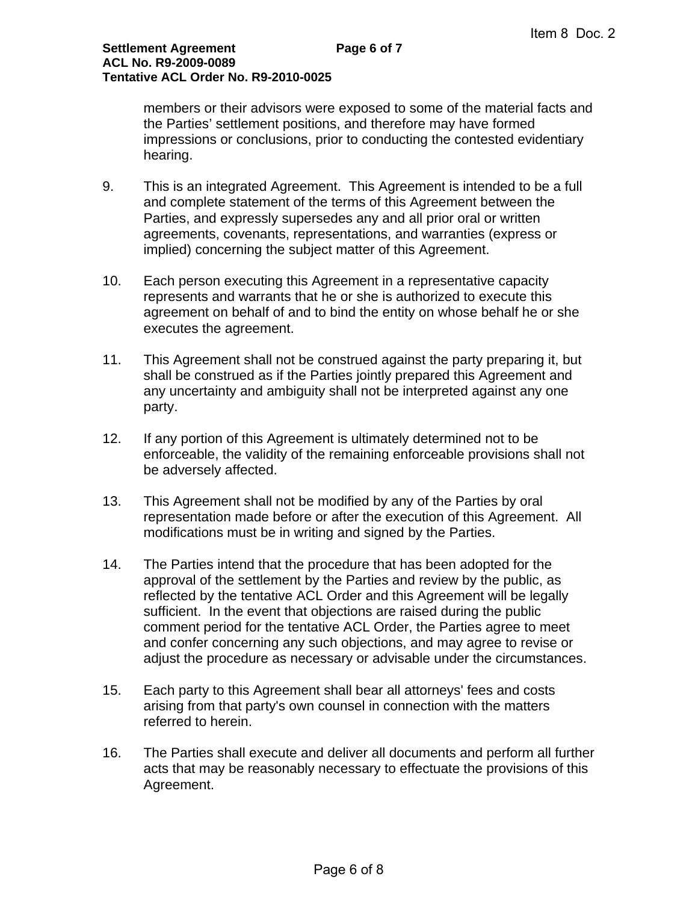members or their advisors were exposed to some of the material facts and the Parties' settlement positions, and therefore may have formed impressions or conclusions, prior to conducting the contested evidentiary hearing.

9. This is an integrated Agreement. This Agreement is intended to be a full and complete statement of the terms of this Agreement between the Parties, and expressly supersedes any and all prior oral or written agreements, covenants, representations, and warranties (express or implied) concerning the subject matter of this Agreement.

10. Each person executing this Agreement in a representative capacity represents and warrants that he or she is authorized to execute this agreement on behalf of and to bind the entity on whose behalf he or she executes the agreement.

11. This Agreement shall not be construed against the party preparing it, but shall be construed as if the Parties jointly prepared this Agreement and any uncertainty and ambiguity shall not be interpreted against any one party.

12. If any portion of this Agreement is ultimately determined not to be enforceable, the validity of the remaining enforceable provisions shall not be adversely affected.

13. This Agreement shall not be modified by any of the Parties by oral representation made before or after the execution of this Agreement. All modifications must be in writing and signed by the Parties.

14. The Parties intend that the procedure that has been adopted for the approval of the settlement by the Parties and review by the public, as reflected by the tentative ACL Order and this Agreement will be legally sufficient. In the event that objections are raised during the public comment period for the tentative ACL Order, the Parties agree to meet and confer concerning any such objections, and may agree to revise or adjust the procedure as necessary or advisable under the circumstances.

15. Each party to this Agreement shall bear all attorneys' fees and costs arising from that party's own counsel in connection with the matters referred to herein.

16. The Parties shall execute and deliver all documents and perform all further acts that may be reasonably necessary to effectuate the provisions of this Agreement.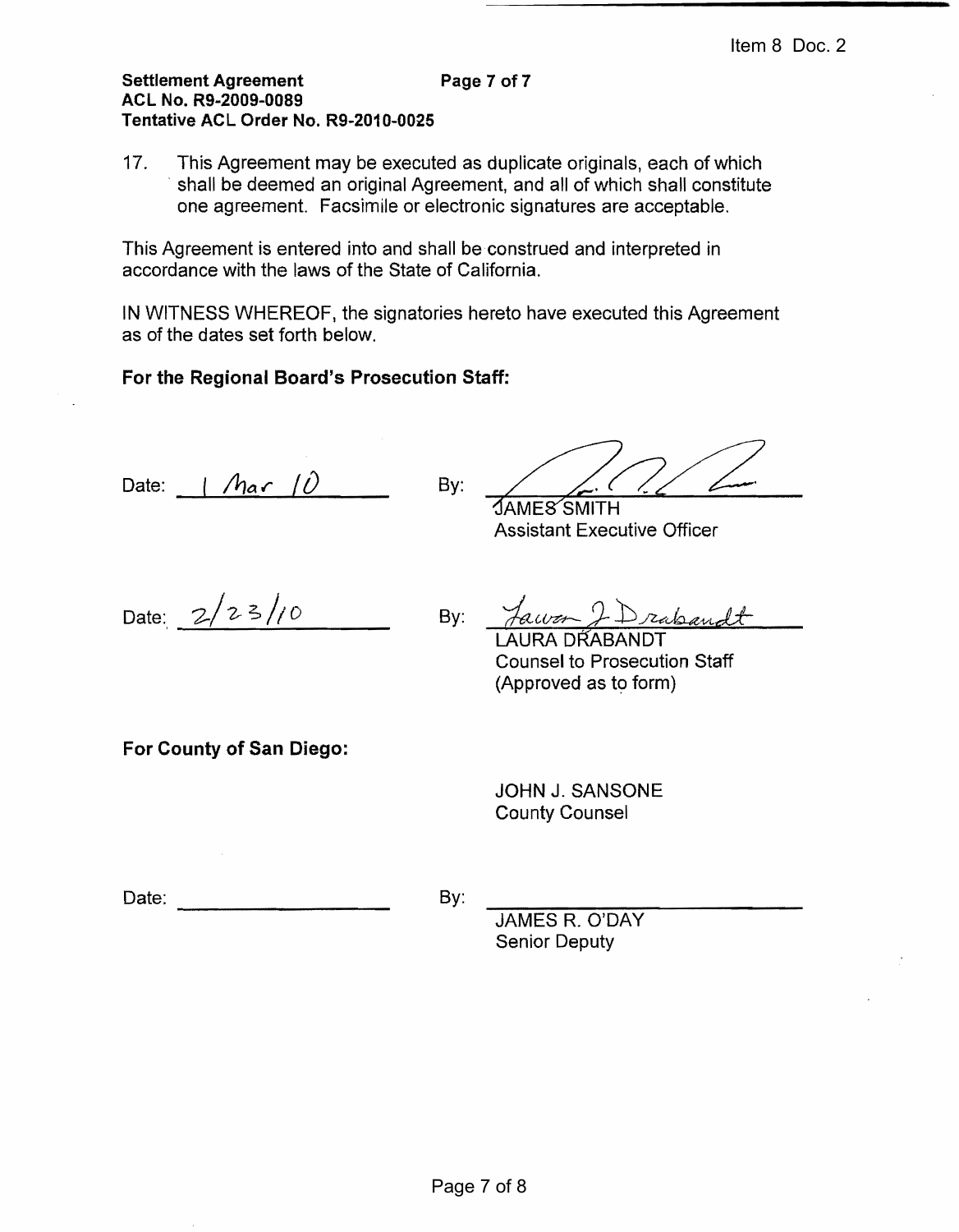**Settlement Agreement** **Page 7 of 7**
**ACL No. R9-2009-0089**
**Tentative ACL Order No. R9-2010-0025**

17. This Agreement may be executed as duplicate originals, each of which shall be deemed an original Agreement, and all of which shall constitute one agreement. Facsimile or electronic signatures are acceptable.

This Agreement is entered into and shall be construed and interpreted in accordance with the laws of the State of California.

IN WITNESS WHEREOF, the signatories hereto have executed this Agreement as of the dates set forth below.

**For the Regional Board's Prosecution Staff:**

Date: 1 Mar 10 By: [signature]
JAMES SMITH
Assistant Executive Officer

Date: 2/23/10 By: Laura J. Drabandt
LAURA DRABANDT
Counsel to Prosecution Staff
(Approved as to form)

**For County of San Diego:**

JOHN J. SANSONE
County Counsel

Date: ________________ By: ________________
JAMES R. O'DAY
Senior Deputy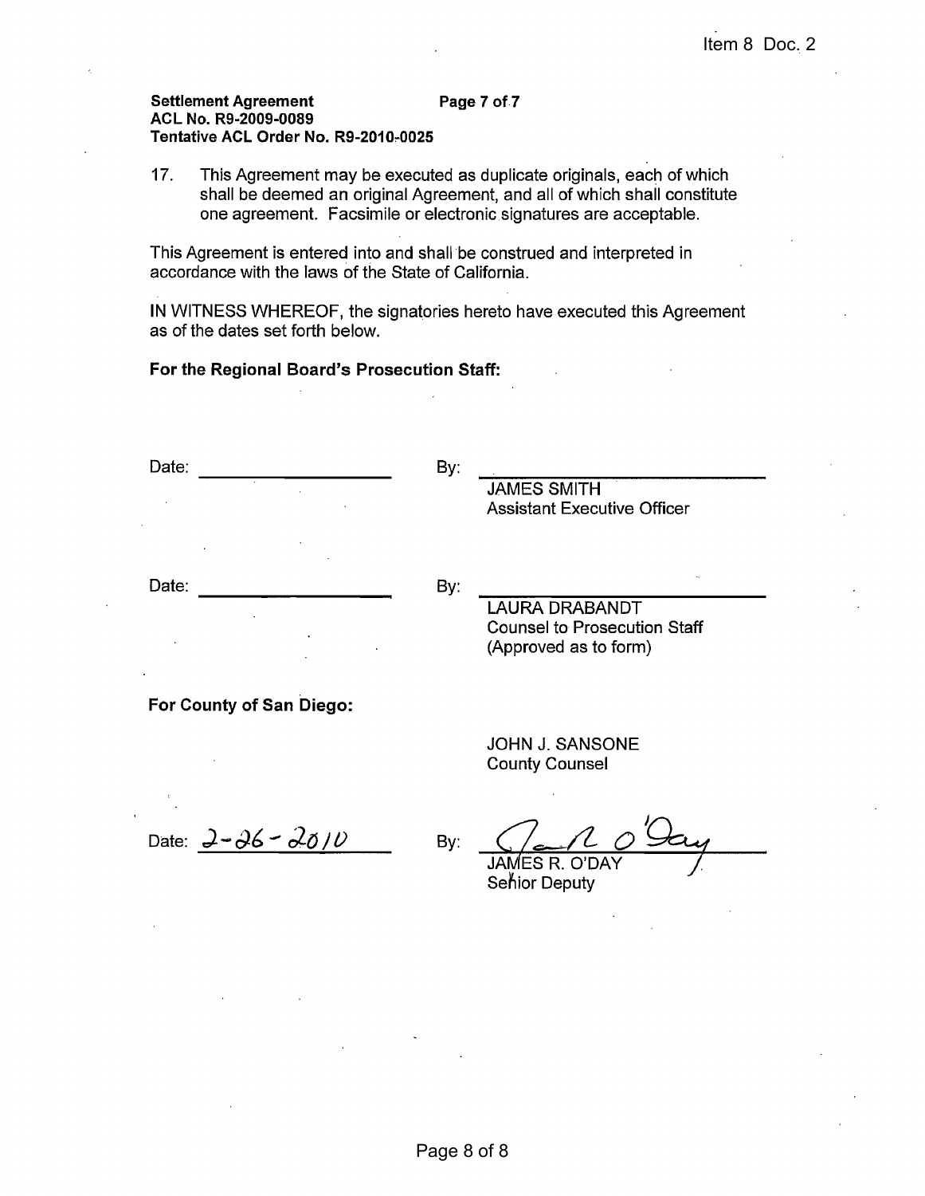**Settlement Agreement** **Page 7 of 7**
**ACL No. R9-2009-0089**
**Tentative ACL Order No. R9-2010-0025**

17. This Agreement may be executed as duplicate originals, each of which shall be deemed an original Agreement, and all of which shall constitute one agreement. Facsimile or electronic signatures are acceptable.

This Agreement is entered into and shall be construed and interpreted in accordance with the laws of the State of California.

IN WITNESS WHEREOF, the signatories hereto have executed this Agreement as of the dates set forth below.

**For the Regional Board's Prosecution Staff:**

Date: ____________________ By: ____________________
JAMES SMITH
Assistant Executive Officer

Date: ____________________ By: ____________________
LAURA DRABANDT
Counsel to Prosecution Staff
(Approved as to form)

**For County of San Diego:**

JOHN J. SANSONE
County Counsel

Date: 2-26-2010 By: James R. O'Day
JAMES R. O'DAY
Senior Deputy